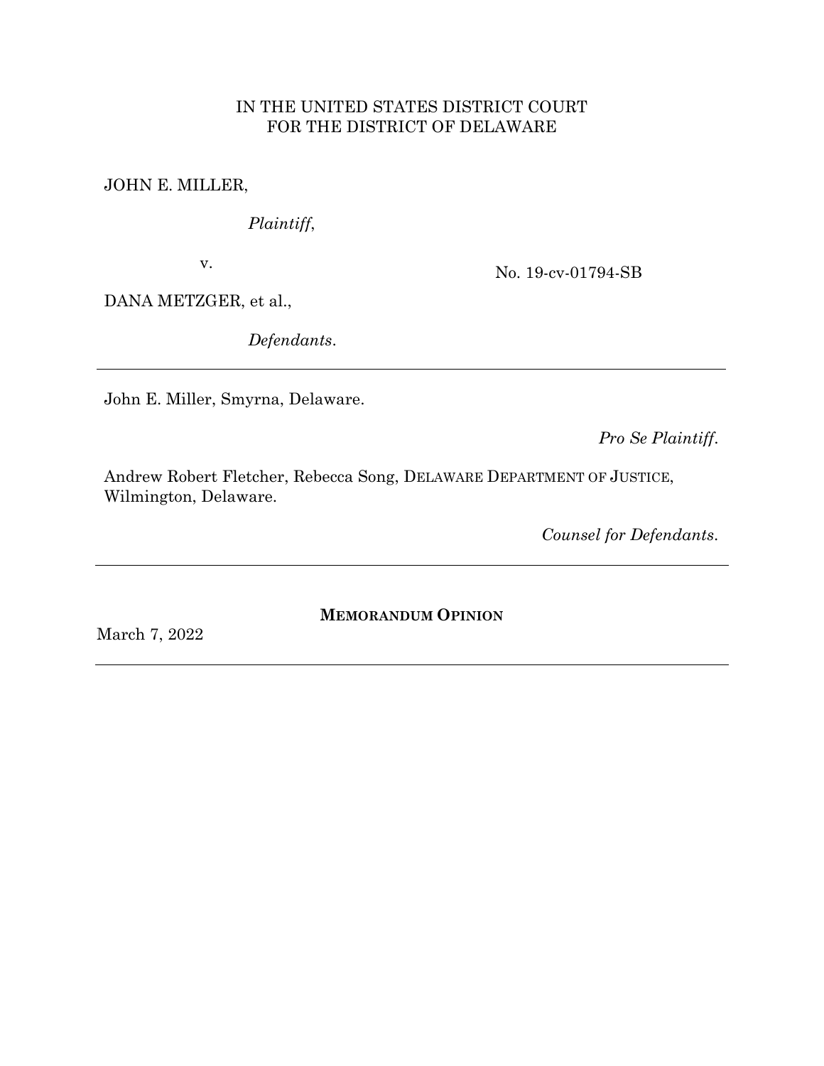IN THE UNITED STATES DISTRICT COURT
FOR THE DISTRICT OF DELAWARE

JOHN E. MILLER,

*Plaintiff*,

v.

No. 19-cv-01794-SB

DANA METZGER, et al.,

*Defendants*.

---

John E. Miller, Smyrna, Delaware.

*Pro Se Plaintiff*.

Andrew Robert Fletcher, Rebecca Song, DELAWARE DEPARTMENT OF JUSTICE, Wilmington, Delaware.

*Counsel for Defendants*.

---

**MEMORANDUM OPINION**

March 7, 2022

---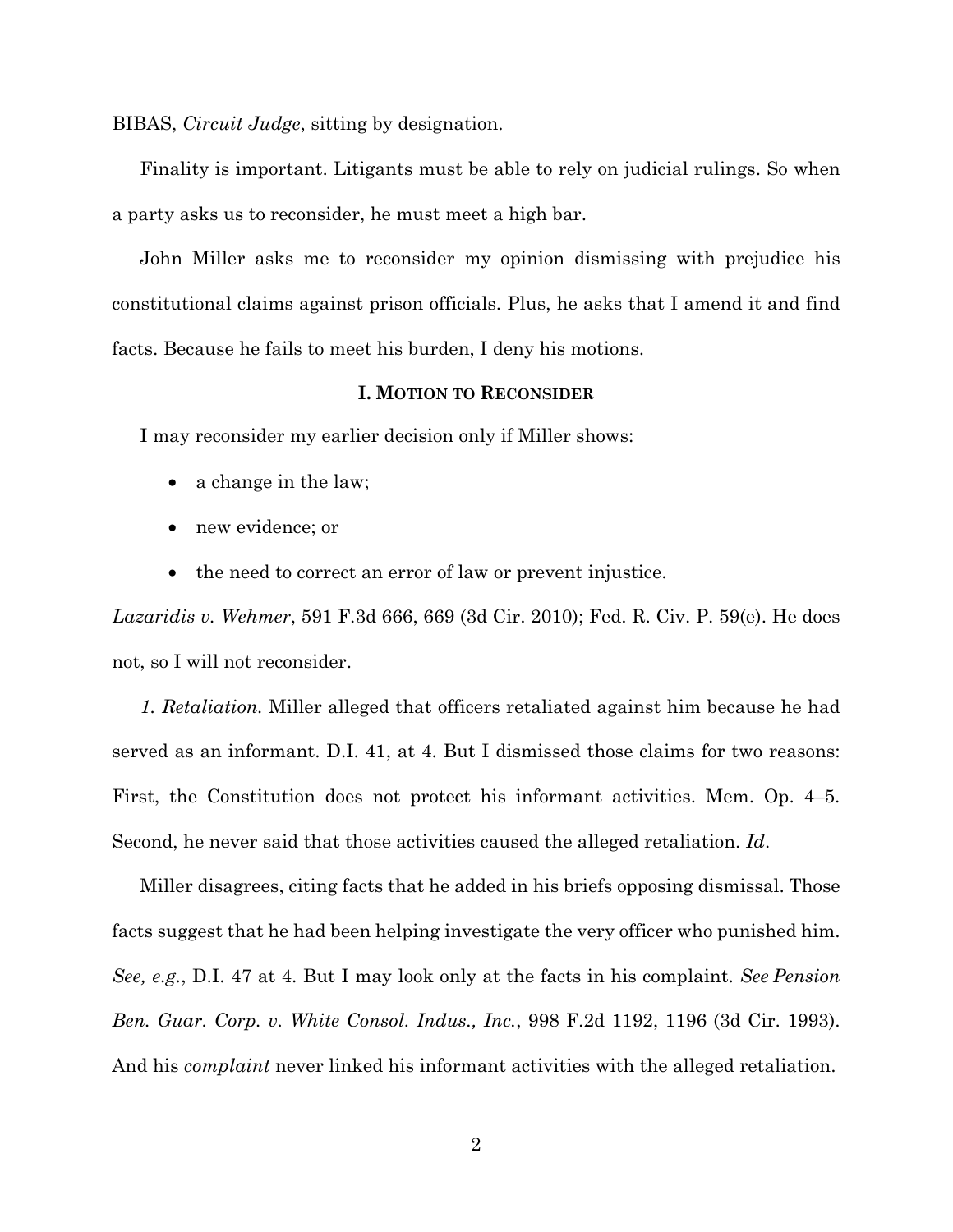BIBAS, *Circuit Judge*, sitting by designation.

Finality is important. Litigants must be able to rely on judicial rulings. So when a party asks us to reconsider, he must meet a high bar.

John Miller asks me to reconsider my opinion dismissing with prejudice his constitutional claims against prison officials. Plus, he asks that I amend it and find facts. Because he fails to meet his burden, I deny his motions.

### I. MOTION TO RECONSIDER

I may reconsider my earlier decision only if Miller shows:

- a change in the law;
- new evidence; or
- the need to correct an error of law or prevent injustice.

*Lazaridis v. Wehmer*, 591 F.3d 666, 669 (3d Cir. 2010); Fed. R. Civ. P. 59(e). He does not, so I will not reconsider.

*1. Retaliation.* Miller alleged that officers retaliated against him because he had served as an informant. D.I. 41, at 4. But I dismissed those claims for two reasons: First, the Constitution does not protect his informant activities. Mem. Op. 4–5. Second, he never said that those activities caused the alleged retaliation. *Id*.

Miller disagrees, citing facts that he added in his briefs opposing dismissal. Those facts suggest that he had been helping investigate the very officer who punished him. *See, e.g.*, D.I. 47 at 4. But I may look only at the facts in his complaint. *See Pension Ben. Guar. Corp. v. White Consol. Indus., Inc.*, 998 F.2d 1192, 1196 (3d Cir. 1993). And his *complaint* never linked his informant activities with the alleged retaliation.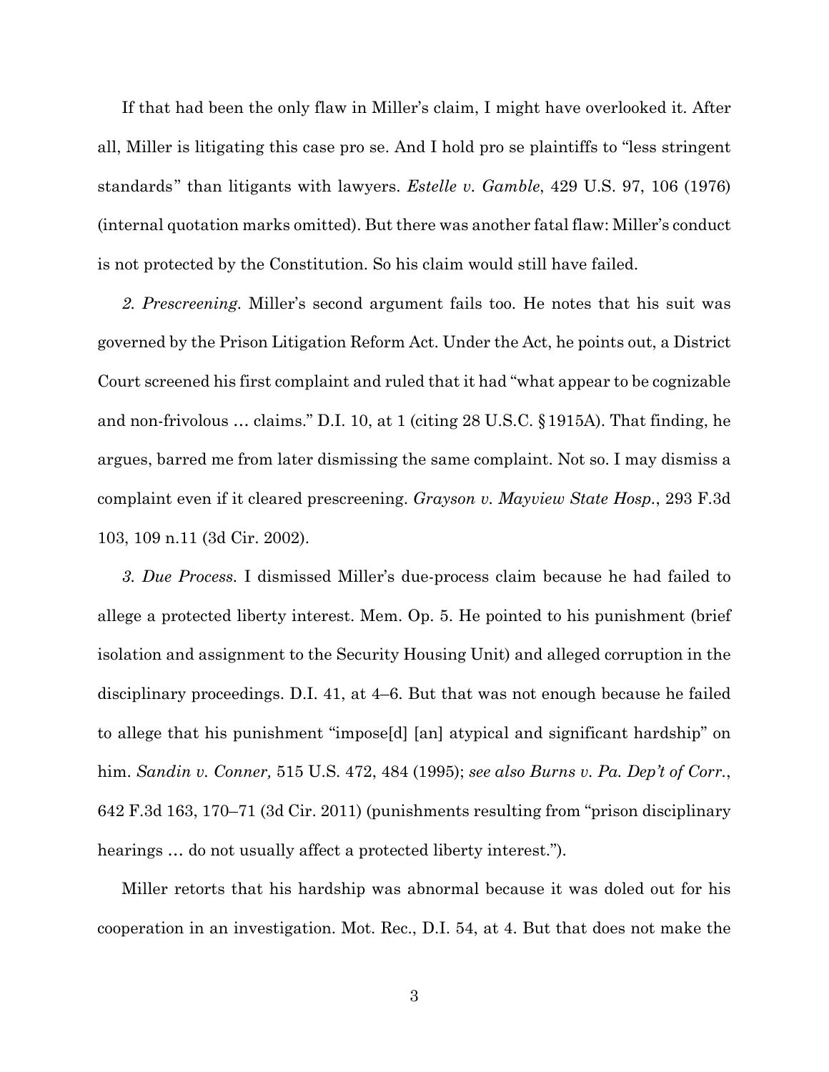If that had been the only flaw in Miller's claim, I might have overlooked it. After all, Miller is litigating this case pro se. And I hold pro se plaintiffs to "less stringent standards" than litigants with lawyers. *Estelle v. Gamble*, 429 U.S. 97, 106 (1976) (internal quotation marks omitted). But there was another fatal flaw: Miller's conduct is not protected by the Constitution. So his claim would still have failed.

*2. Prescreening.* Miller's second argument fails too. He notes that his suit was governed by the Prison Litigation Reform Act. Under the Act, he points out, a District Court screened his first complaint and ruled that it had "what appear to be cognizable and non-frivolous … claims." D.I. 10, at 1 (citing 28 U.S.C. § 1915A). That finding, he argues, barred me from later dismissing the same complaint. Not so. I may dismiss a complaint even if it cleared prescreening. *Grayson v. Mayview State Hosp.*, 293 F.3d 103, 109 n.11 (3d Cir. 2002).

*3. Due Process.* I dismissed Miller's due-process claim because he had failed to allege a protected liberty interest. Mem. Op. 5. He pointed to his punishment (brief isolation and assignment to the Security Housing Unit) and alleged corruption in the disciplinary proceedings. D.I. 41, at 4–6. But that was not enough because he failed to allege that his punishment "impose[d] [an] atypical and significant hardship" on him. *Sandin v. Conner,* 515 U.S. 472, 484 (1995); *see also Burns v. Pa. Dep't of Corr.*, 642 F.3d 163, 170–71 (3d Cir. 2011) (punishments resulting from "prison disciplinary hearings … do not usually affect a protected liberty interest.").

Miller retorts that his hardship was abnormal because it was doled out for his cooperation in an investigation. Mot. Rec., D.I. 54, at 4. But that does not make the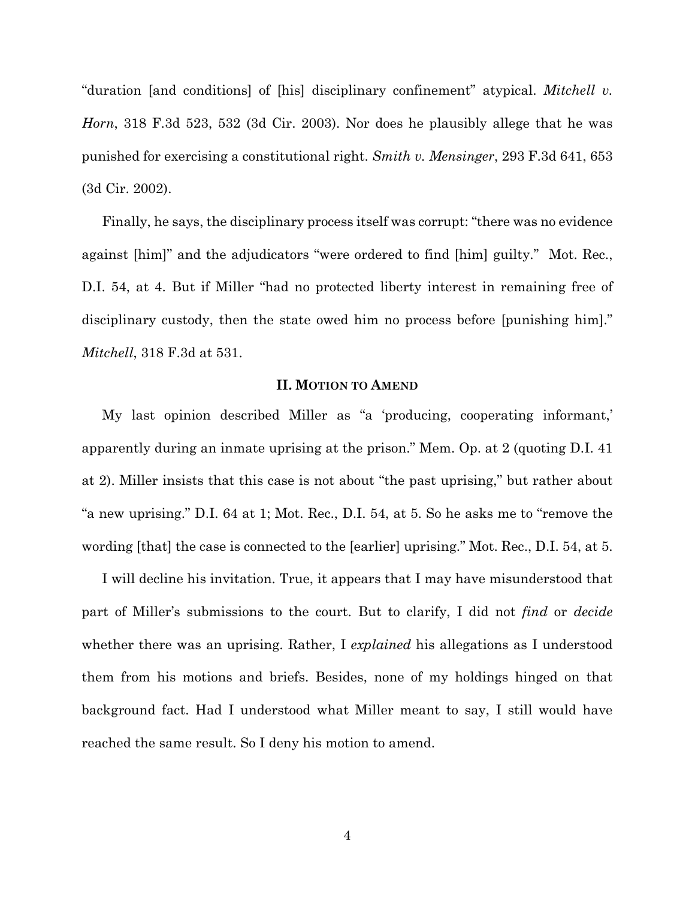"duration [and conditions] of [his] disciplinary confinement" atypical. *Mitchell v. Horn*, 318 F.3d 523, 532 (3d Cir. 2003). Nor does he plausibly allege that he was punished for exercising a constitutional right. *Smith v. Mensinger*, 293 F.3d 641, 653 (3d Cir. 2002).

Finally, he says, the disciplinary process itself was corrupt: "there was no evidence against [him]" and the adjudicators "were ordered to find [him] guilty." Mot. Rec., D.I. 54, at 4. But if Miller "had no protected liberty interest in remaining free of disciplinary custody, then the state owed him no process before [punishing him]." *Mitchell*, 318 F.3d at 531.

## II. Motion to Amend

My last opinion described Miller as "a 'producing, cooperating informant,' apparently during an inmate uprising at the prison." Mem. Op. at 2 (quoting D.I. 41 at 2). Miller insists that this case is not about "the past uprising," but rather about "a new uprising." D.I. 64 at 1; Mot. Rec., D.I. 54, at 5. So he asks me to "remove the wording [that] the case is connected to the [earlier] uprising." Mot. Rec., D.I. 54, at 5.

I will decline his invitation. True, it appears that I may have misunderstood that part of Miller's submissions to the court. But to clarify, I did not *find* or *decide* whether there was an uprising. Rather, I *explained* his allegations as I understood them from his motions and briefs. Besides, none of my holdings hinged on that background fact. Had I understood what Miller meant to say, I still would have reached the same result. So I deny his motion to amend.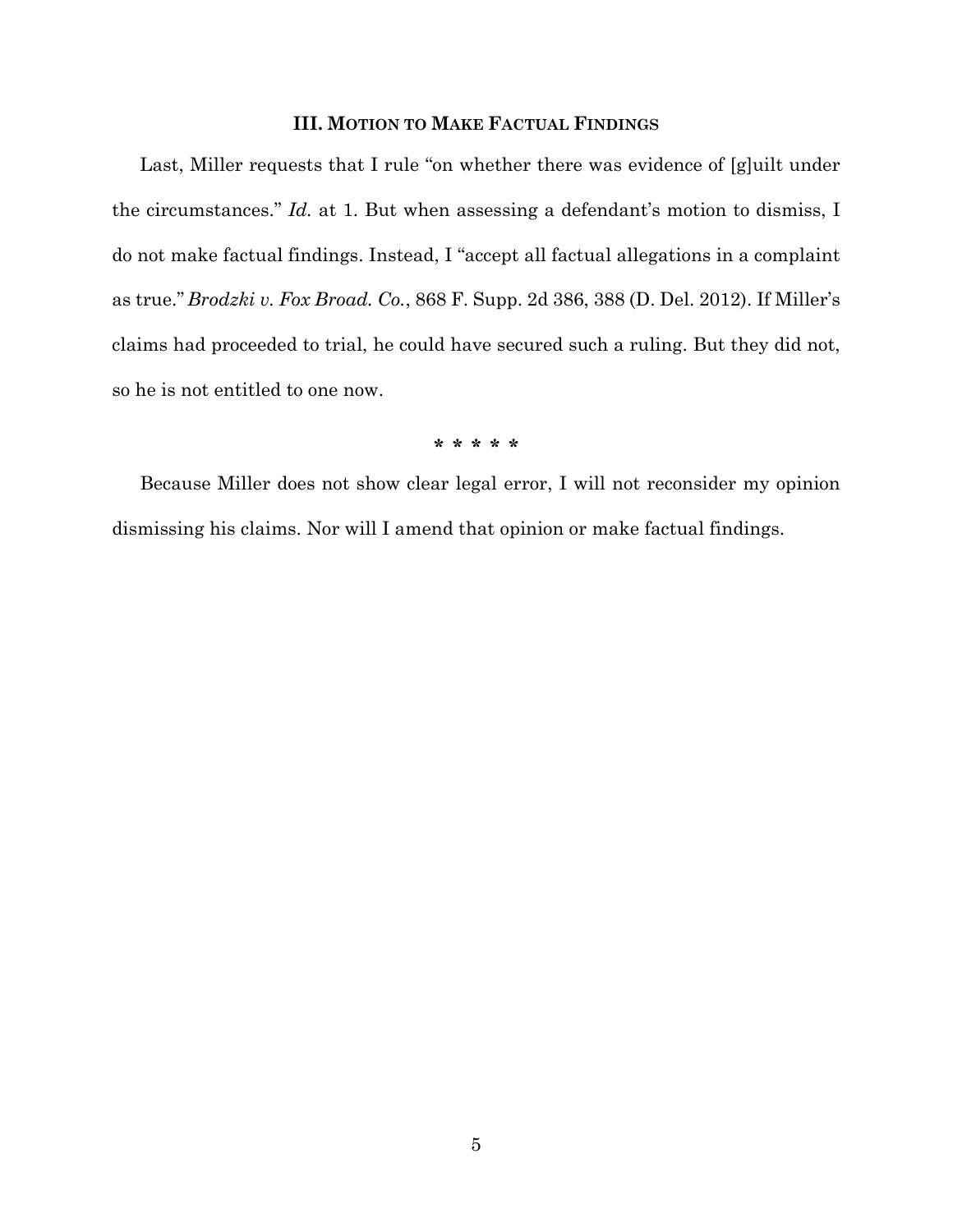### III. MOTION TO MAKE FACTUAL FINDINGS

Last, Miller requests that I rule "on whether there was evidence of [g]uilt under the circumstances." *Id.* at 1. But when assessing a defendant's motion to dismiss, I do not make factual findings. Instead, I "accept all factual allegations in a complaint as true." *Brodzki v. Fox Broad. Co.*, 868 F. Supp. 2d 386, 388 (D. Del. 2012). If Miller's claims had proceeded to trial, he could have secured such a ruling. But they did not, so he is not entitled to one now.

\* \* \* \* \*

Because Miller does not show clear legal error, I will not reconsider my opinion dismissing his claims. Nor will I amend that opinion or make factual findings.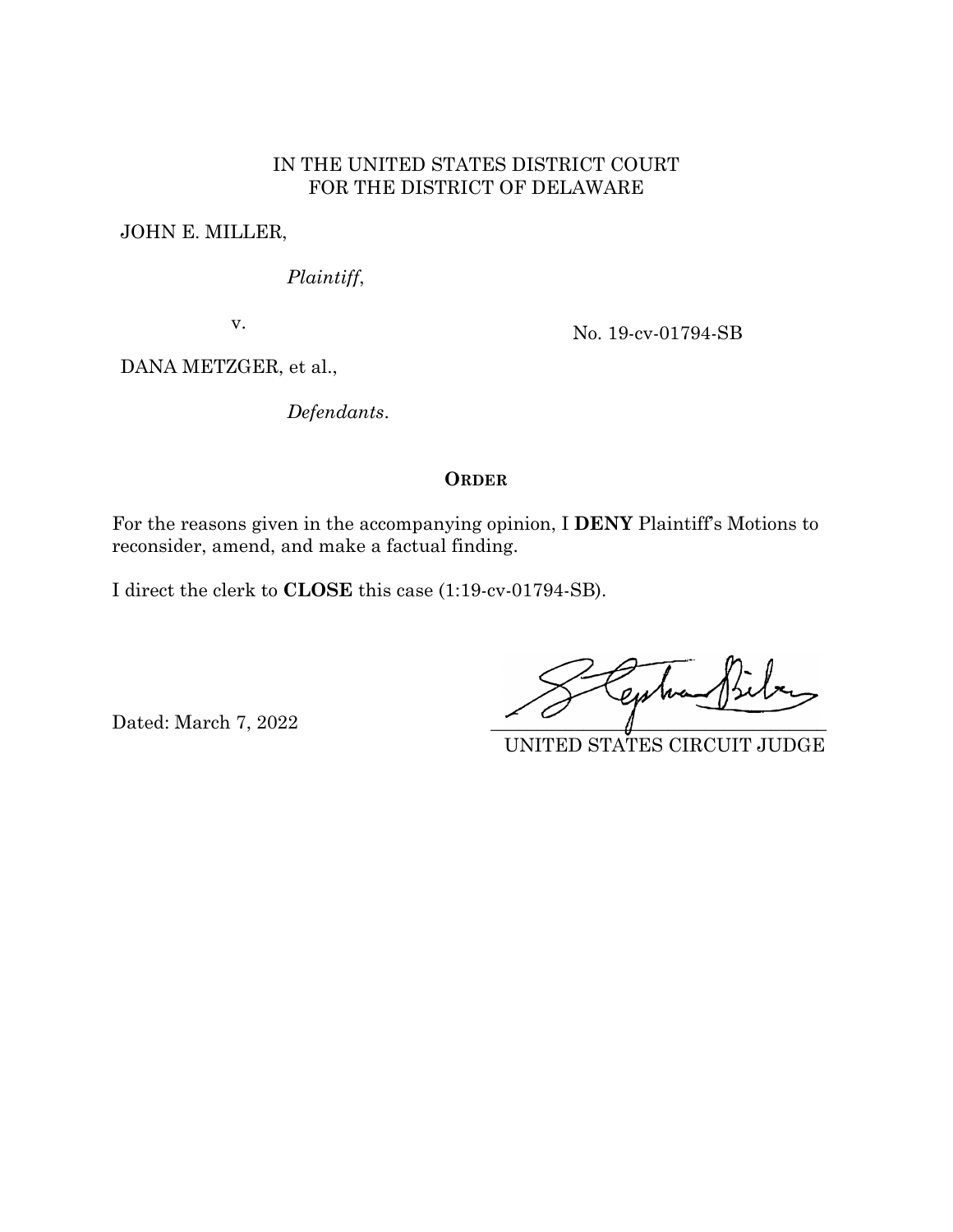IN THE UNITED STATES DISTRICT COURT
FOR THE DISTRICT OF DELAWARE

JOHN E. MILLER,

*Plaintiff*,

v.

No. 19-cv-01794-SB

DANA METZGER, et al.,

*Defendants*.

## ORDER

For the reasons given in the accompanying opinion, I **DENY** Plaintiff's Motions to reconsider, amend, and make a factual finding.

I direct the clerk to **CLOSE** this case (1:19-cv-01794-SB).

Dated: March 7, 2022

UNITED STATES CIRCUIT JUDGE